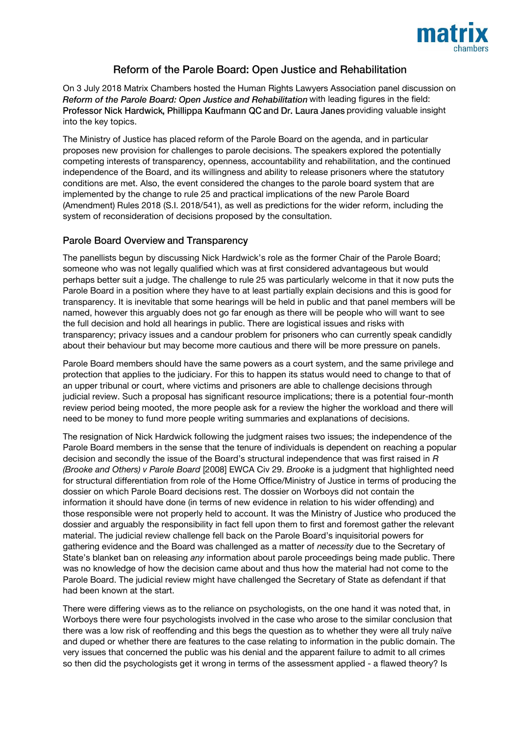# Reform of the Parole Board: Open Justice and Rehabilitation

On 3 July 2018 Matrix Chambers hosted the Human Rights Lawyers Association panel discussion on ***Reform of the Parole Board: Open Justice and Rehabilitation*** with leading figures in the field: **Professor Nick Hardwick, Phillippa Kaufmann QC** and **Dr. Laura Janes** providing valuable insight into the key topics.

The Ministry of Justice has placed reform of the Parole Board on the agenda, and in particular proposes new provision for challenges to parole decisions. The speakers explored the potentially competing interests of transparency, openness, accountability and rehabilitation, and the continued independence of the Board, and its willingness and ability to release prisoners where the statutory conditions are met. Also, the event considered the changes to the parole board system that are implemented by the change to rule 25 and practical implications of the new Parole Board (Amendment) Rules 2018 (S.I. 2018/541), as well as predictions for the wider reform, including the system of reconsideration of decisions proposed by the consultation.

## Parole Board Overview and Transparency

The panellists begun by discussing Nick Hardwick's role as the former Chair of the Parole Board; someone who was not legally qualified which was at first considered advantageous but would perhaps better suit a judge. The challenge to rule 25 was particularly welcome in that it now puts the Parole Board in a position where they have to at least partially explain decisions and this is good for transparency. It is inevitable that some hearings will be held in public and that panel members will be named, however this arguably does not go far enough as there will be people who will want to see the full decision and hold all hearings in public. There are logistical issues and risks with transparency; privacy issues and a candour problem for prisoners who can currently speak candidly about their behaviour but may become more cautious and there will be more pressure on panels.

Parole Board members should have the same powers as a court system, and the same privilege and protection that applies to the judiciary. For this to happen its status would need to change to that of an upper tribunal or court, where victims and prisoners are able to challenge decisions through judicial review. Such a proposal has significant resource implications; there is a potential four-month review period being mooted, the more people ask for a review the higher the workload and there will need to be money to fund more people writing summaries and explanations of decisions.

The resignation of Nick Hardwick following the judgment raises two issues; the independence of the Parole Board members in the sense that the tenure of individuals is dependent on reaching a popular decision and secondly the issue of the Board's structural independence that was first raised in *R (Brooke and Others) v Parole Board* [2008] EWCA Civ 29. *Brooke* is a judgment that highlighted need for structural differentiation from role of the Home Office/Ministry of Justice in terms of producing the dossier on which Parole Board decisions rest. The dossier on Worboys did not contain the information it should have done (in terms of new evidence in relation to his wider offending) and those responsible were not properly held to account. It was the Ministry of Justice who produced the dossier and arguably the responsibility in fact fell upon them to first and foremost gather the relevant material. The judicial review challenge fell back on the Parole Board's inquisitorial powers for gathering evidence and the Board was challenged as a matter of *necessity* due to the Secretary of State's blanket ban on releasing *any* information about parole proceedings being made public. There was no knowledge of how the decision came about and thus how the material had not come to the Parole Board. The judicial review might have challenged the Secretary of State as defendant if that had been known at the start.

There were differing views as to the reliance on psychologists, on the one hand it was noted that, in Worboys there were four psychologists involved in the case who arose to the similar conclusion that there was a low risk of reoffending and this begs the question as to whether they were all truly naïve and duped or whether there are features to the case relating to information in the public domain. The very issues that concerned the public was his denial and the apparent failure to admit to all crimes so then did the psychologists get it wrong in terms of the assessment applied - a flawed theory? Is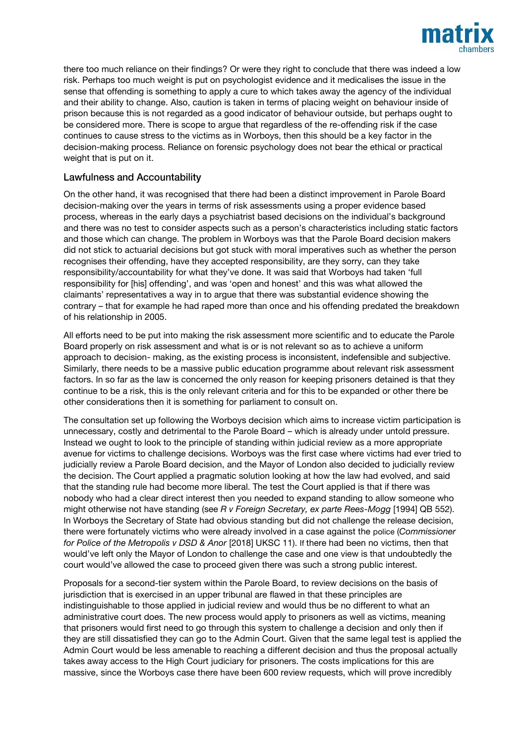there too much reliance on their findings? Or were they right to conclude that there was indeed a low risk. Perhaps too much weight is put on psychologist evidence and it medicalises the issue in the sense that offending is something to apply a cure to which takes away the agency of the individual and their ability to change. Also, caution is taken in terms of placing weight on behaviour inside of prison because this is not regarded as a good indicator of behaviour outside, but perhaps ought to be considered more. There is scope to argue that regardless of the re-offending risk if the case continues to cause stress to the victims as in Worboys, then this should be a key factor in the decision-making process. Reliance on forensic psychology does not bear the ethical or practical weight that is put on it.

## Lawfulness and Accountability

On the other hand, it was recognised that there had been a distinct improvement in Parole Board decision-making over the years in terms of risk assessments using a proper evidence based process, whereas in the early days a psychiatrist based decisions on the individual's background and there was no test to consider aspects such as a person's characteristics including static factors and those which can change. The problem in Worboys was that the Parole Board decision makers did not stick to actuarial decisions but got stuck with moral imperatives such as whether the person recognises their offending, have they accepted responsibility, are they sorry, can they take responsibility/accountability for what they've done. It was said that Worboys had taken 'full responsibility for [his] offending', and was 'open and honest' and this was what allowed the claimants' representatives a way in to argue that there was substantial evidence showing the contrary – that for example he had raped more than once and his offending predated the breakdown of his relationship in 2005.

All efforts need to be put into making the risk assessment more scientific and to educate the Parole Board properly on risk assessment and what is or is not relevant so as to achieve a uniform approach to decision- making, as the existing process is inconsistent, indefensible and subjective. Similarly, there needs to be a massive public education programme about relevant risk assessment factors. In so far as the law is concerned the only reason for keeping prisoners detained is that they continue to be a risk, this is the only relevant criteria and for this to be expanded or other there be other considerations then it is something for parliament to consult on.

The consultation set up following the Worboys decision which aims to increase victim participation is unnecessary, costly and detrimental to the Parole Board – which is already under untold pressure. Instead we ought to look to the principle of standing within judicial review as a more appropriate avenue for victims to challenge decisions. Worboys was the first case where victims had ever tried to judicially review a Parole Board decision, and the Mayor of London also decided to judicially review the decision. The Court applied a pragmatic solution looking at how the law had evolved, and said that the standing rule had become more liberal. The test the Court applied is that if there was nobody who had a clear direct interest then you needed to expand standing to allow someone who might otherwise not have standing (see *R v Foreign Secretary, ex parte Rees-Mogg* [1994] QB 552). In Worboys the Secretary of State had obvious standing but did not challenge the release decision, there were fortunately victims who were already involved in a case against the police (*Commissioner for Police of the Metropolis v DSD & Anor* [2018] UKSC 11). If there had been no victims, then that would've left only the Mayor of London to challenge the case and one view is that undoubtedly the court would've allowed the case to proceed given there was such a strong public interest.

Proposals for a second-tier system within the Parole Board, to review decisions on the basis of jurisdiction that is exercised in an upper tribunal are flawed in that these principles are indistinguishable to those applied in judicial review and would thus be no different to what an administrative court does. The new process would apply to prisoners as well as victims, meaning that prisoners would first need to go through this system to challenge a decision and only then if they are still dissatisfied they can go to the Admin Court. Given that the same legal test is applied the Admin Court would be less amenable to reaching a different decision and thus the proposal actually takes away access to the High Court judiciary for prisoners. The costs implications for this are massive, since the Worboys case there have been 600 review requests, which will prove incredibly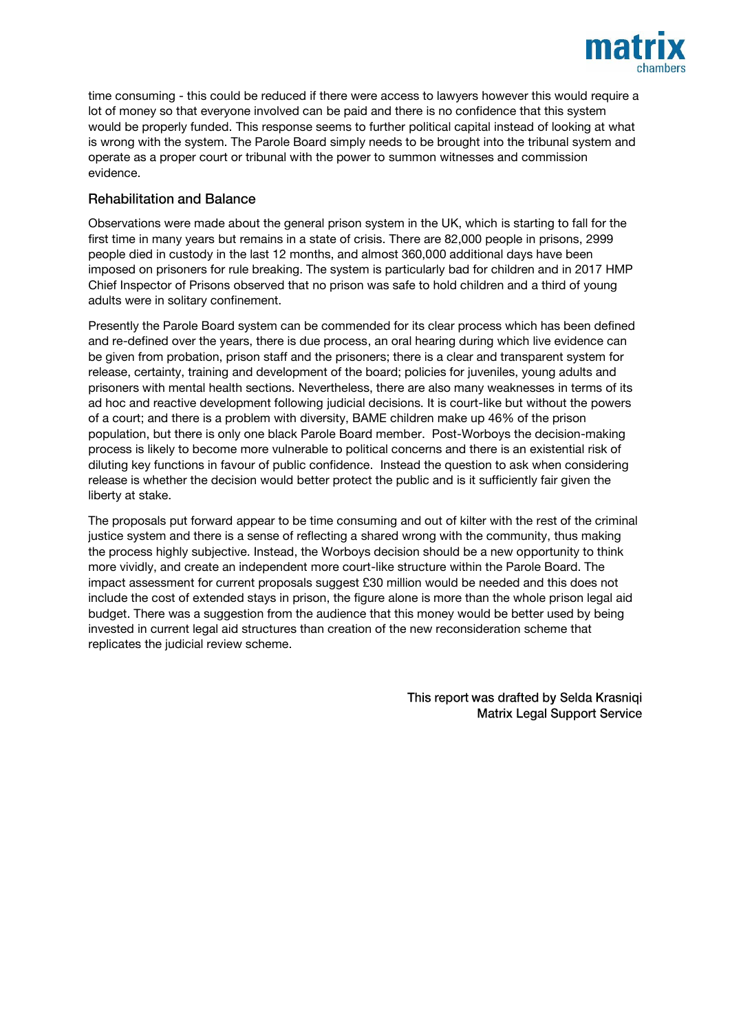time consuming - this could be reduced if there were access to lawyers however this would require a lot of money so that everyone involved can be paid and there is no confidence that this system would be properly funded. This response seems to further political capital instead of looking at what is wrong with the system. The Parole Board simply needs to be brought into the tribunal system and operate as a proper court or tribunal with the power to summon witnesses and commission evidence.

## Rehabilitation and Balance

Observations were made about the general prison system in the UK, which is starting to fall for the first time in many years but remains in a state of crisis. There are 82,000 people in prisons, 2999 people died in custody in the last 12 months, and almost 360,000 additional days have been imposed on prisoners for rule breaking. The system is particularly bad for children and in 2017 HMP Chief Inspector of Prisons observed that no prison was safe to hold children and a third of young adults were in solitary confinement.

Presently the Parole Board system can be commended for its clear process which has been defined and re-defined over the years, there is due process, an oral hearing during which live evidence can be given from probation, prison staff and the prisoners; there is a clear and transparent system for release, certainty, training and development of the board; policies for juveniles, young adults and prisoners with mental health sections. Nevertheless, there are also many weaknesses in terms of its ad hoc and reactive development following judicial decisions. It is court-like but without the powers of a court; and there is a problem with diversity, BAME children make up 46% of the prison population, but there is only one black Parole Board member. Post-Worboys the decision-making process is likely to become more vulnerable to political concerns and there is an existential risk of diluting key functions in favour of public confidence. Instead the question to ask when considering release is whether the decision would better protect the public and is it sufficiently fair given the liberty at stake.

The proposals put forward appear to be time consuming and out of kilter with the rest of the criminal justice system and there is a sense of reflecting a shared wrong with the community, thus making the process highly subjective. Instead, the Worboys decision should be a new opportunity to think more vividly, and create an independent more court-like structure within the Parole Board. The impact assessment for current proposals suggest £30 million would be needed and this does not include the cost of extended stays in prison, the figure alone is more than the whole prison legal aid budget. There was a suggestion from the audience that this money would be better used by being invested in current legal aid structures than creation of the new reconsideration scheme that replicates the judicial review scheme.

This report was drafted by Selda Krasniqi
Matrix Legal Support Service